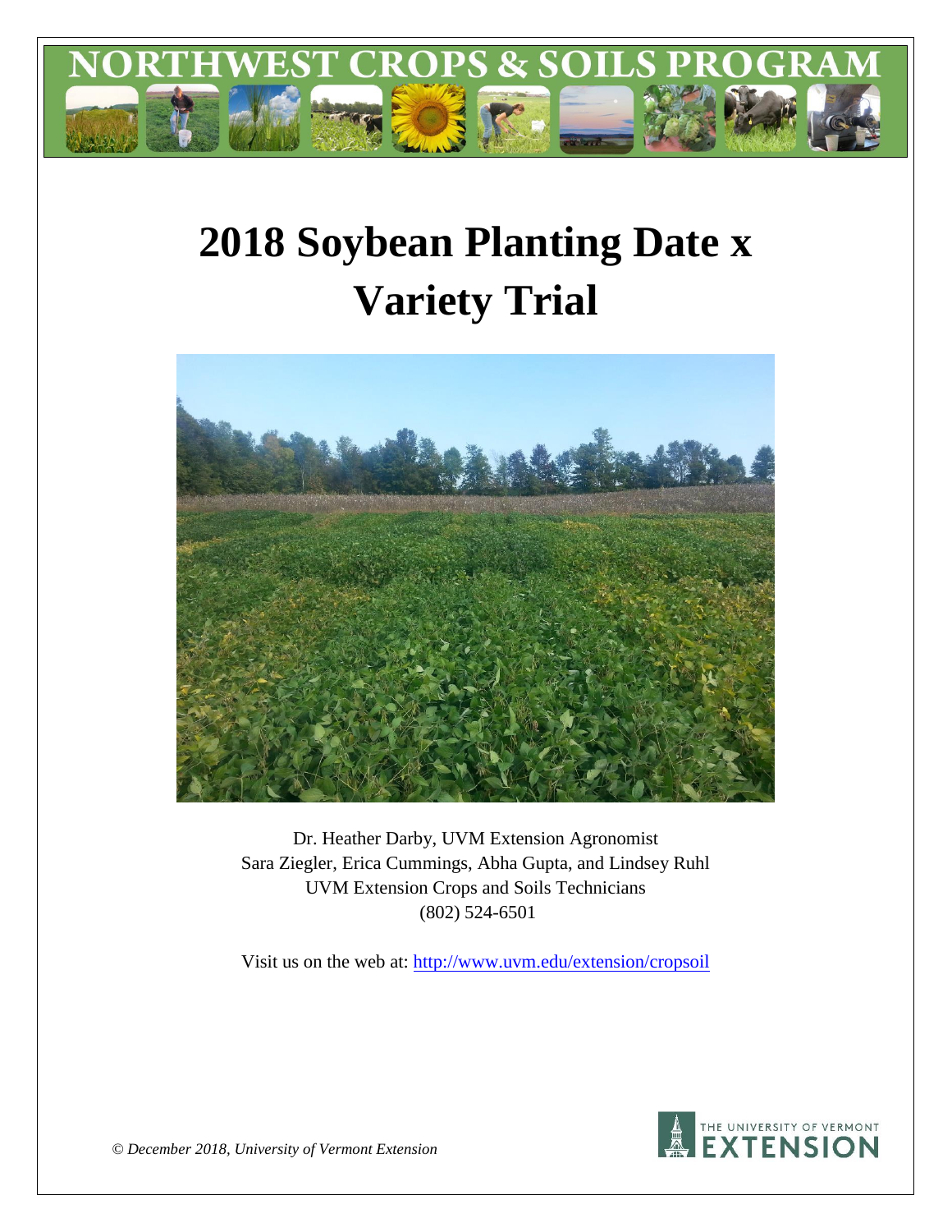# NORTHWEST CROPS & SOILS PROGRAM

# 2018 Soybean Planting Date x Variety Trial

Dr. Heather Darby, UVM Extension Agronomist
Sara Ziegler, Erica Cummings, Abha Gupta, and Lindsey Ruhl
UVM Extension Crops and Soils Technicians
(802) 524-6501

Visit us on the web at: http://www.uvm.edu/extension/cropsoil

*© December 2018, University of Vermont Extension*

THE UNIVERSITY OF VERMONT EXTENSION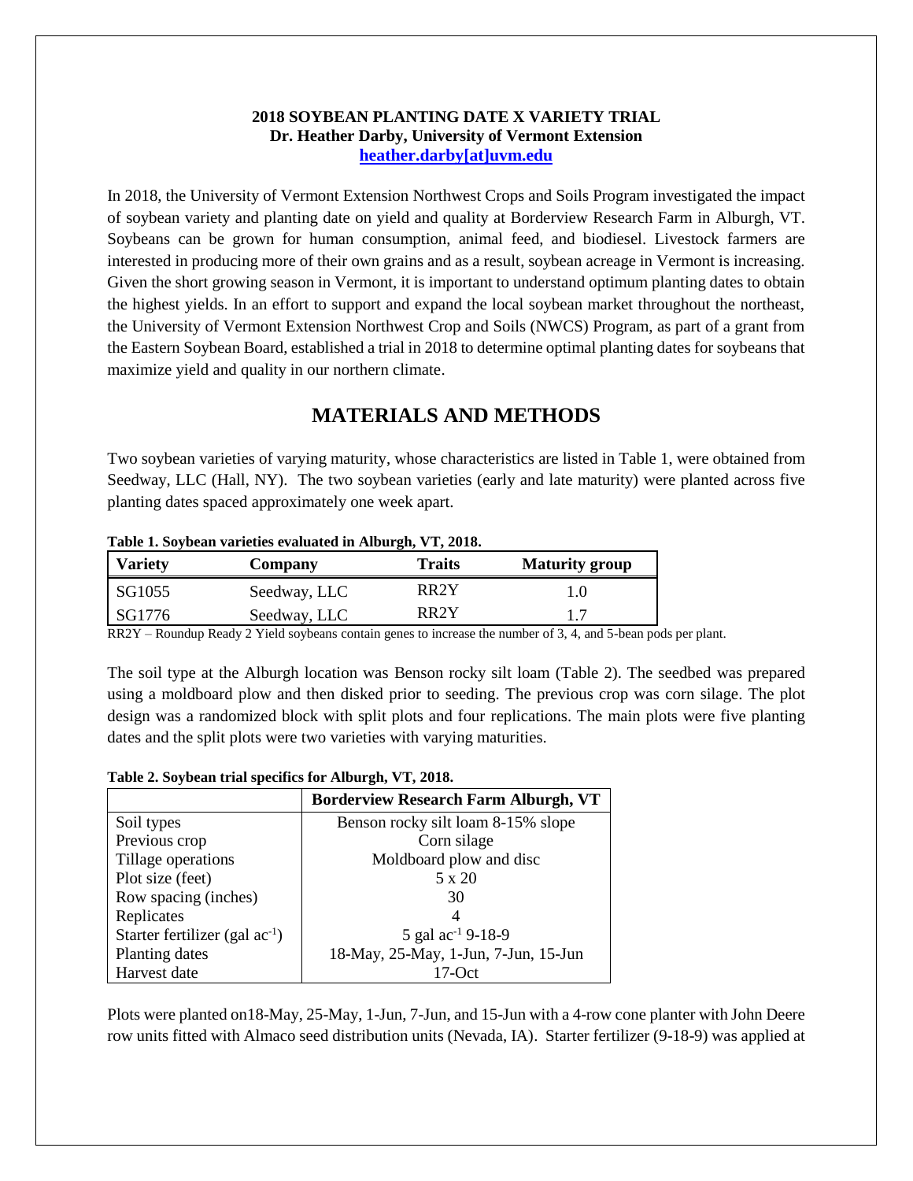**2018 SOYBEAN PLANTING DATE X VARIETY TRIAL**
**Dr. Heather Darby, University of Vermont Extension**
**heather.darby[at]uvm.edu**

In 2018, the University of Vermont Extension Northwest Crops and Soils Program investigated the impact of soybean variety and planting date on yield and quality at Borderview Research Farm in Alburgh, VT. Soybeans can be grown for human consumption, animal feed, and biodiesel. Livestock farmers are interested in producing more of their own grains and as a result, soybean acreage in Vermont is increasing. Given the short growing season in Vermont, it is important to understand optimum planting dates to obtain the highest yields. In an effort to support and expand the local soybean market throughout the northeast, the University of Vermont Extension Northwest Crop and Soils (NWCS) Program, as part of a grant from the Eastern Soybean Board, established a trial in 2018 to determine optimal planting dates for soybeans that maximize yield and quality in our northern climate.

## MATERIALS AND METHODS

Two soybean varieties of varying maturity, whose characteristics are listed in Table 1, were obtained from Seedway, LLC (Hall, NY). The two soybean varieties (early and late maturity) were planted across five planting dates spaced approximately one week apart.

**Table 1. Soybean varieties evaluated in Alburgh, VT, 2018.**

| Variety | Company | Traits | Maturity group |
|---|---|---|---|
| SG1055 | Seedway, LLC | RR2Y | 1.0 |
| SG1776 | Seedway, LLC | RR2Y | 1.7 |

RR2Y – Roundup Ready 2 Yield soybeans contain genes to increase the number of 3, 4, and 5-bean pods per plant.

The soil type at the Alburgh location was Benson rocky silt loam (Table 2). The seedbed was prepared using a moldboard plow and then disked prior to seeding. The previous crop was corn silage. The plot design was a randomized block with split plots and four replications. The main plots were five planting dates and the split plots were two varieties with varying maturities.

**Table 2. Soybean trial specifics for Alburgh, VT, 2018.**

| | Borderview Research Farm Alburgh, VT |
|---|---|
| Soil types | Benson rocky silt loam 8-15% slope |
| Previous crop | Corn silage |
| Tillage operations | Moldboard plow and disc |
| Plot size (feet) | 5 x 20 |
| Row spacing (inches) | 30 |
| Replicates | 4 |
| Starter fertilizer (gal $ac^{-1}$) | 5 gal $ac^{-1}$ 9-18-9 |
| Planting dates | 18-May, 25-May, 1-Jun, 7-Jun, 15-Jun |
| Harvest date | 17-Oct |

Plots were planted on18-May, 25-May, 1-Jun, 7-Jun, and 15-Jun with a 4-row cone planter with John Deere row units fitted with Almaco seed distribution units (Nevada, IA). Starter fertilizer (9-18-9) was applied at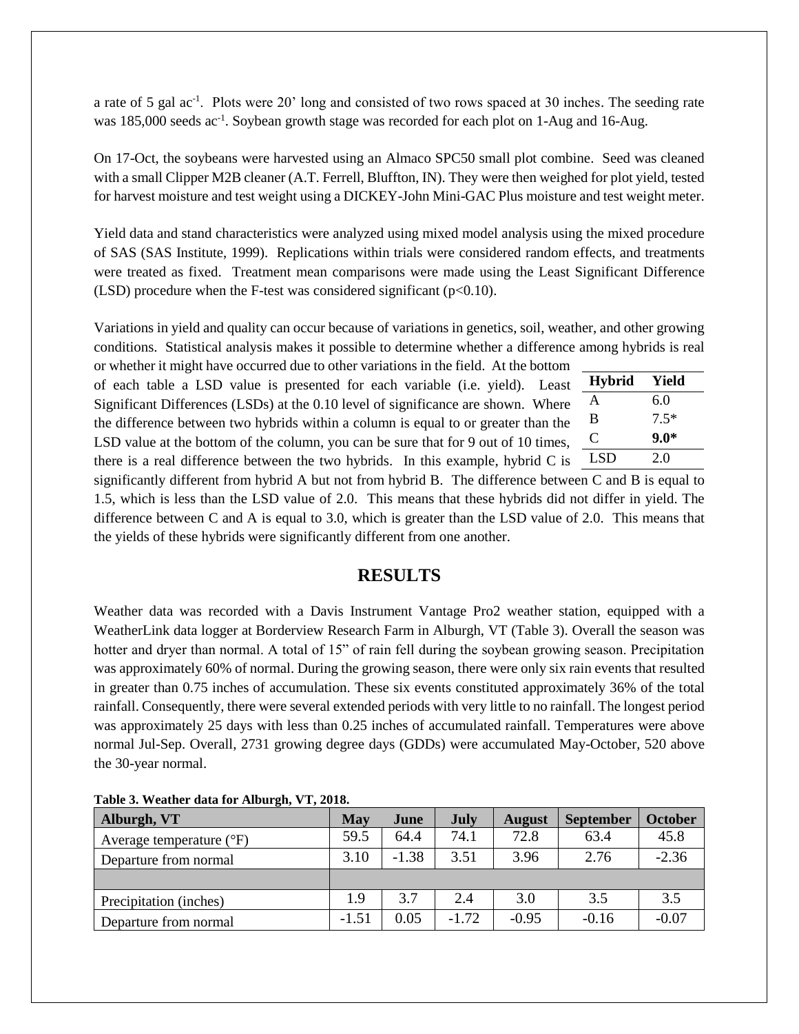a rate of 5 gal ac$^{-1}$. Plots were 20' long and consisted of two rows spaced at 30 inches. The seeding rate was 185,000 seeds ac$^{-1}$. Soybean growth stage was recorded for each plot on 1-Aug and 16-Aug.

On 17-Oct, the soybeans were harvested using an Almaco SPC50 small plot combine. Seed was cleaned with a small Clipper M2B cleaner (A.T. Ferrell, Bluffton, IN). They were then weighed for plot yield, tested for harvest moisture and test weight using a DICKEY-John Mini-GAC Plus moisture and test weight meter.

Yield data and stand characteristics were analyzed using mixed model analysis using the mixed procedure of SAS (SAS Institute, 1999). Replications within trials were considered random effects, and treatments were treated as fixed. Treatment mean comparisons were made using the Least Significant Difference (LSD) procedure when the F-test was considered significant ($p<0.10$).

Variations in yield and quality can occur because of variations in genetics, soil, weather, and other growing conditions. Statistical analysis makes it possible to determine whether a difference among hybrids is real or whether it might have occurred due to other variations in the field. At the bottom of each table a LSD value is presented for each variable (i.e. yield). Least Significant Differences (LSDs) at the 0.10 level of significance are shown. Where the difference between two hybrids within a column is equal to or greater than the LSD value at the bottom of the column, you can be sure that for 9 out of 10 times, there is a real difference between the two hybrids. In this example, hybrid C is significantly different from hybrid A but not from hybrid B. The difference between C and B is equal to 1.5, which is less than the LSD value of 2.0. This means that these hybrids did not differ in yield. The difference between C and A is equal to 3.0, which is greater than the LSD value of 2.0. This means that the yields of these hybrids were significantly different from one another.

| Hybrid | Yield |
|---|---|
| A | 6.0 |
| B | 7.5* |
| C | **9.0*** |
| LSD | 2.0 |

## RESULTS

Weather data was recorded with a Davis Instrument Vantage Pro2 weather station, equipped with a WeatherLink data logger at Borderview Research Farm in Alburgh, VT (Table 3). Overall the season was hotter and dryer than normal. A total of 15" of rain fell during the soybean growing season. Precipitation was approximately 60% of normal. During the growing season, there were only six rain events that resulted in greater than 0.75 inches of accumulation. These six events constituted approximately 36% of the total rainfall. Consequently, there were several extended periods with very little to no rainfall. The longest period was approximately 25 days with less than 0.25 inches of accumulated rainfall. Temperatures were above normal Jul-Sep. Overall, 2731 growing degree days (GDDs) were accumulated May-October, 520 above the 30-year normal.

**Table 3. Weather data for Alburgh, VT, 2018.**

| Alburgh, VT | May | June | July | August | September | October |
|---|---|---|---|---|---|---|
| Average temperature (°F) | 59.5 | 64.4 | 74.1 | 72.8 | 63.4 | 45.8 |
| Departure from normal | 3.10 | -1.38 | 3.51 | 3.96 | 2.76 | -2.36 |
| | | | | | | |
| Precipitation (inches) | 1.9 | 3.7 | 2.4 | 3.0 | 3.5 | 3.5 |
| Departure from normal | -1.51 | 0.05 | -1.72 | -0.95 | -0.16 | -0.07 |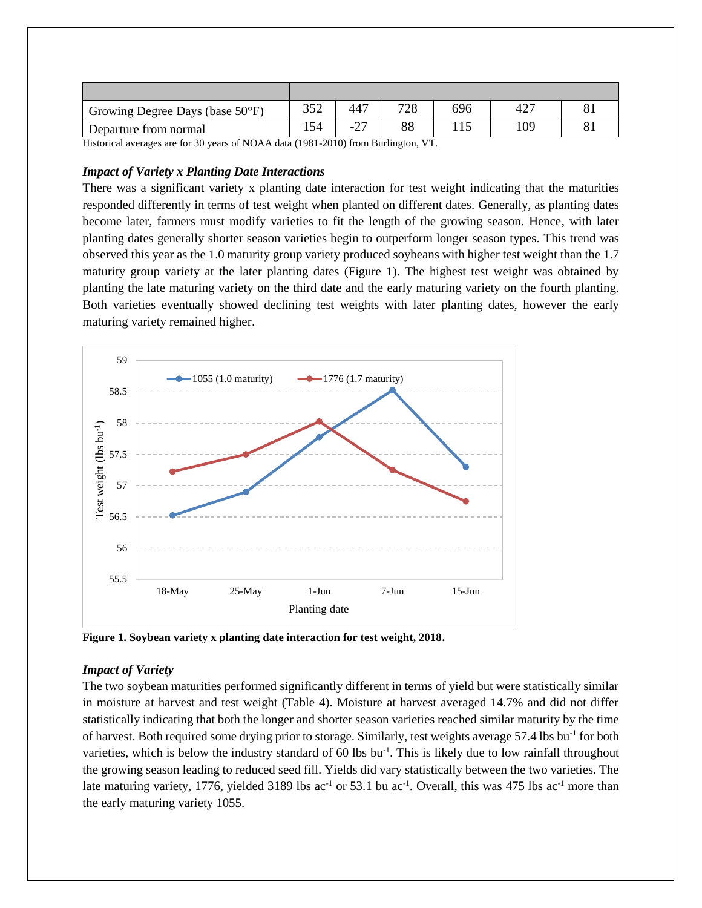| | | | | | | |
|---|---|---|---|---|---|---|
| Growing Degree Days (base 50°F) | 352 | 447 | 728 | 696 | 427 | 81 |
| Departure from normal | 154 | -27 | 88 | 115 | 109 | 81 |

Historical averages are for 30 years of NOAA data (1981-2010) from Burlington, VT.

### *Impact of Variety x Planting Date Interactions*

There was a significant variety x planting date interaction for test weight indicating that the maturities responded differently in terms of test weight when planted on different dates. Generally, as planting dates become later, farmers must modify varieties to fit the length of the growing season. Hence, with later planting dates generally shorter season varieties begin to outperform longer season types. This trend was observed this year as the 1.0 maturity group variety produced soybeans with higher test weight than the 1.7 maturity group variety at the later planting dates (Figure 1). The highest test weight was obtained by planting the late maturing variety on the third date and the early maturing variety on the fourth planting. Both varieties eventually showed declining test weights with later planting dates, however the early maturing variety remained higher.

**Figure 1. Soybean variety x planting date interaction for test weight, 2018.**

### *Impact of Variety*

The two soybean maturities performed significantly different in terms of yield but were statistically similar in moisture at harvest and test weight (Table 4). Moisture at harvest averaged 14.7% and did not differ statistically indicating that both the longer and shorter season varieties reached similar maturity by the time of harvest. Both required some drying prior to storage. Similarly, test weights average 57.4 lbs bu$^{-1}$ for both varieties, which is below the industry standard of 60 lbs bu$^{-1}$. This is likely due to low rainfall throughout the growing season leading to reduced seed fill. Yields did vary statistically between the two varieties. The late maturing variety, 1776, yielded 3189 lbs ac$^{-1}$ or 53.1 bu ac$^{-1}$. Overall, this was 475 lbs ac$^{-1}$ more than the early maturing variety 1055.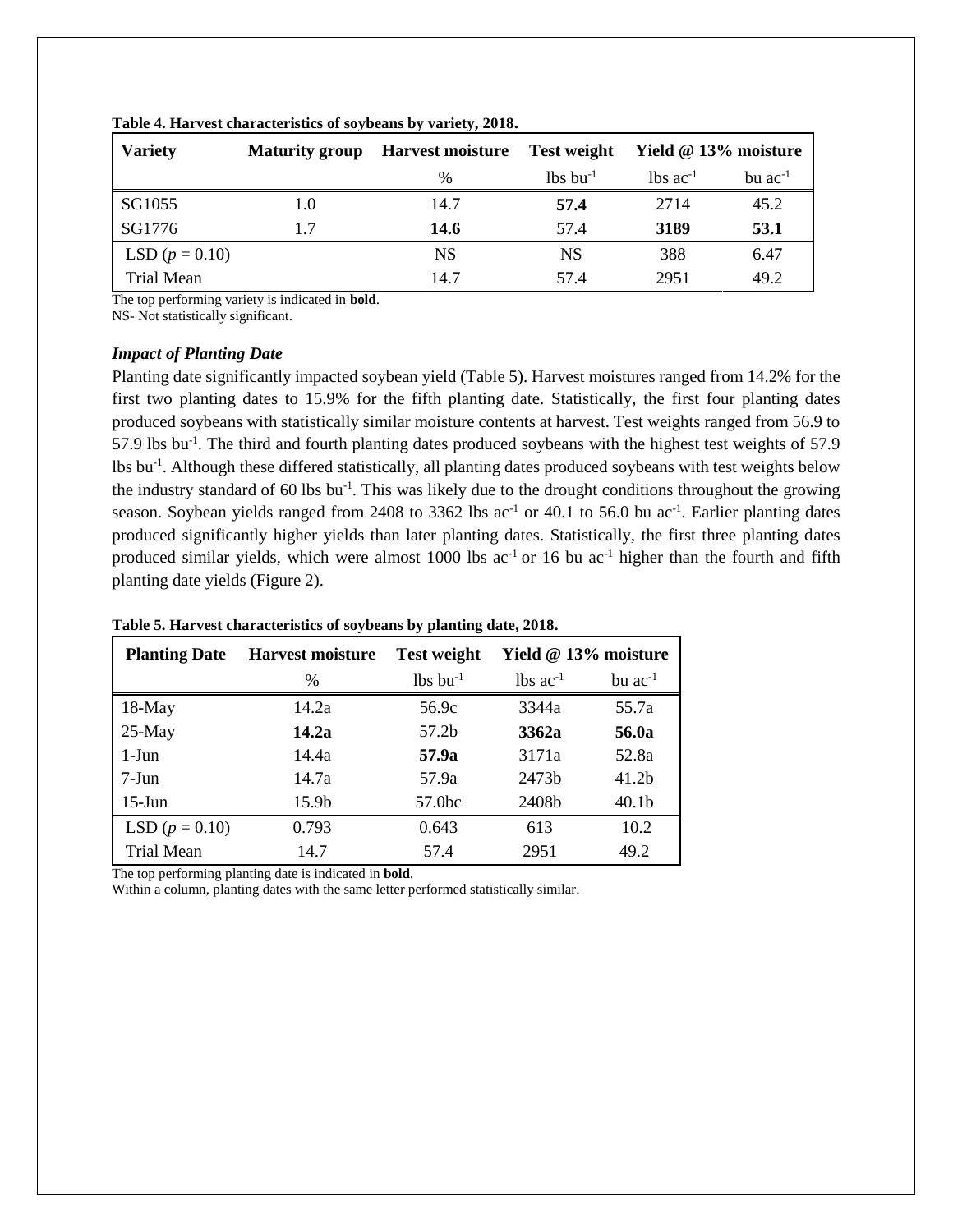**Table 4. Harvest characteristics of soybeans by variety, 2018.**

| Variety | Maturity group | Harvest moisture | Test weight | Yield @ 13% moisture | |
|---|---|---|---|---|---|
| | | % | lbs $bu^{-1}$ | lbs $ac^{-1}$ | bu $ac^{-1}$ |
| SG1055 | 1.0 | 14.7 | **57.4** | 2714 | 45.2 |
| SG1776 | 1.7 | **14.6** | 57.4 | **3189** | **53.1** |
| LSD ($p = 0.10$) | | NS | NS | 388 | 6.47 |
| Trial Mean | | 14.7 | 57.4 | 2951 | 49.2 |

The top performing variety is indicated in **bold**.
NS- Not statistically significant.

### *Impact of Planting Date*

Planting date significantly impacted soybean yield (Table 5). Harvest moistures ranged from 14.2% for the first two planting dates to 15.9% for the fifth planting date. Statistically, the first four planting dates produced soybeans with statistically similar moisture contents at harvest. Test weights ranged from 56.9 to 57.9 lbs $bu^{-1}$. The third and fourth planting dates produced soybeans with the highest test weights of 57.9 lbs $bu^{-1}$. Although these differed statistically, all planting dates produced soybeans with test weights below the industry standard of 60 lbs $bu^{-1}$. This was likely due to the drought conditions throughout the growing season. Soybean yields ranged from 2408 to 3362 lbs $ac^{-1}$ or 40.1 to 56.0 bu $ac^{-1}$. Earlier planting dates produced significantly higher yields than later planting dates. Statistically, the first three planting dates produced similar yields, which were almost 1000 lbs $ac^{-1}$ or 16 bu $ac^{-1}$ higher than the fourth and fifth planting date yields (Figure 2).

**Table 5. Harvest characteristics of soybeans by planting date, 2018.**

| Planting Date | Harvest moisture | Test weight | Yield @ 13% moisture | |
|---|---|---|---|---|
| | % | lbs $bu^{-1}$ | lbs $ac^{-1}$ | bu $ac^{-1}$ |
| 18-May | 14.2a | 56.9c | 3344a | 55.7a |
| 25-May | **14.2a** | 57.2b | **3362a** | **56.0a** |
| 1-Jun | 14.4a | **57.9a** | 3171a | 52.8a |
| 7-Jun | 14.7a | 57.9a | 2473b | 41.2b |
| 15-Jun | 15.9b | 57.0bc | 2408b | 40.1b |
| LSD ($p = 0.10$) | 0.793 | 0.643 | 613 | 10.2 |
| Trial Mean | 14.7 | 57.4 | 2951 | 49.2 |

The top performing planting date is indicated in **bold**.
Within a column, planting dates with the same letter performed statistically similar.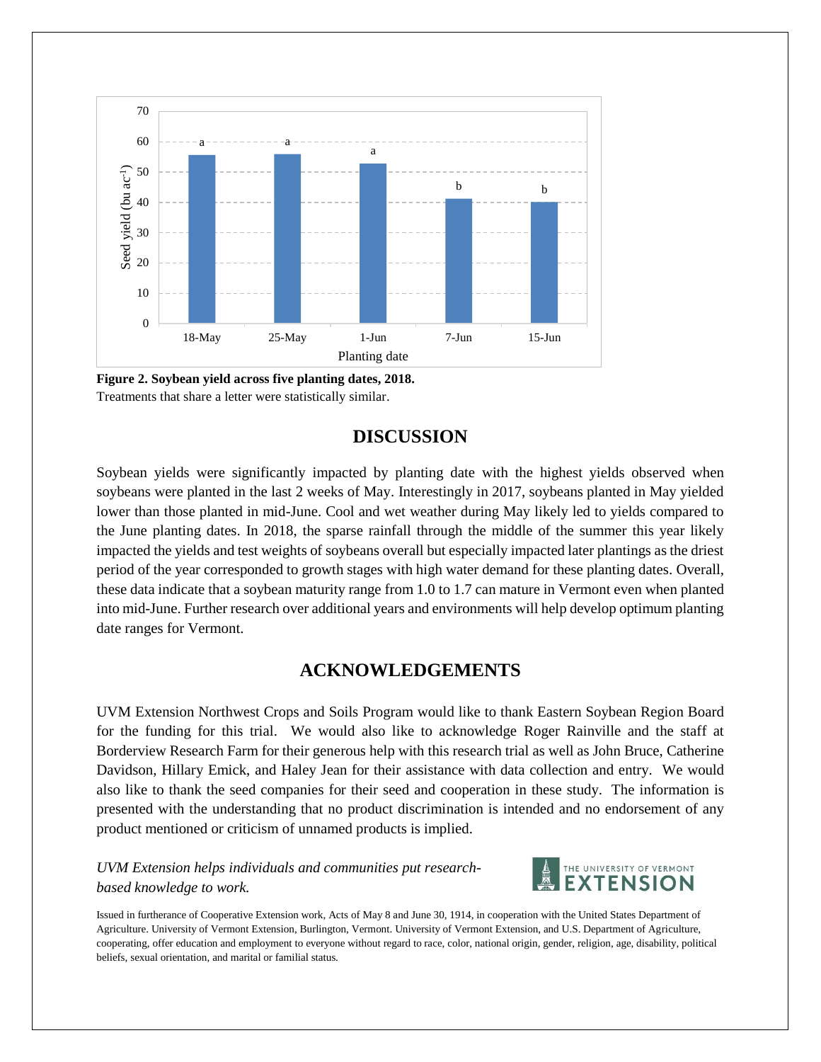70
60
50
40
30
20
10
0

Seed yield (bu ac$^{-1}$)

a a a b b

18-May 25-May 1-Jun 7-Jun 15-Jun

Planting date

**Figure 2. Soybean yield across five planting dates, 2018.**
Treatments that share a letter were statistically similar.

## DISCUSSION

Soybean yields were significantly impacted by planting date with the highest yields observed when soybeans were planted in the last 2 weeks of May. Interestingly in 2017, soybeans planted in May yielded lower than those planted in mid-June. Cool and wet weather during May likely led to yields compared to the June planting dates. In 2018, the sparse rainfall through the middle of the summer this year likely impacted the yields and test weights of soybeans overall but especially impacted later plantings as the driest period of the year corresponded to growth stages with high water demand for these planting dates. Overall, these data indicate that a soybean maturity range from 1.0 to 1.7 can mature in Vermont even when planted into mid-June. Further research over additional years and environments will help develop optimum planting date ranges for Vermont.

## ACKNOWLEDGEMENTS

UVM Extension Northwest Crops and Soils Program would like to thank Eastern Soybean Region Board for the funding for this trial. We would also like to acknowledge Roger Rainville and the staff at Borderview Research Farm for their generous help with this research trial as well as John Bruce, Catherine Davidson, Hillary Emick, and Haley Jean for their assistance with data collection and entry. We would also like to thank the seed companies for their seed and cooperation in these study. The information is presented with the understanding that no product discrimination is intended and no endorsement of any product mentioned or criticism of unnamed products is implied.

*UVM Extension helps individuals and communities put research-based knowledge to work.*

THE UNIVERSITY OF VERMONT EXTENSION

Issued in furtherance of Cooperative Extension work, Acts of May 8 and June 30, 1914, in cooperation with the United States Department of Agriculture. University of Vermont Extension, Burlington, Vermont. University of Vermont Extension, and U.S. Department of Agriculture, cooperating, offer education and employment to everyone without regard to race, color, national origin, gender, religion, age, disability, political beliefs, sexual orientation, and marital or familial status.